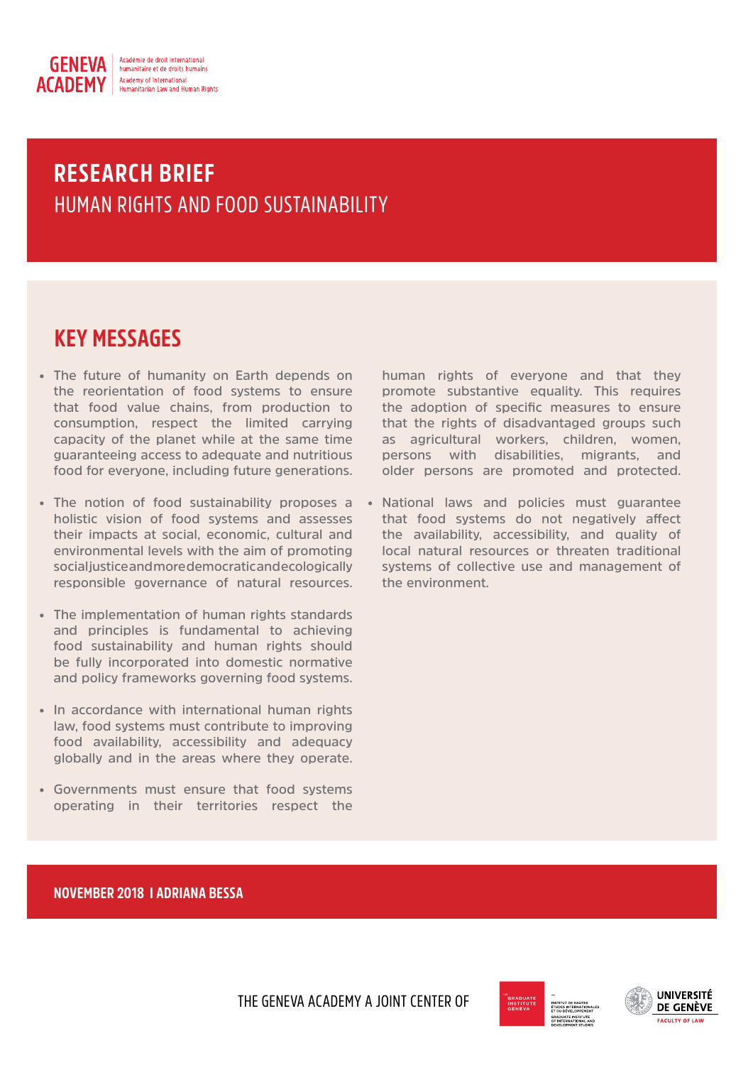GENEVA ACADEMY

Académie de droit international humanitaire et de droits humains

Academy of International Humanitarian Law and Human Rights

# RESEARCH BRIEF

## HUMAN RIGHTS AND FOOD SUSTAINABILITY

## KEY MESSAGES

- The future of humanity on Earth depends on the reorientation of food systems to ensure that food value chains, from production to consumption, respect the limited carrying capacity of the planet while at the same time guaranteeing access to adequate and nutritious food for everyone, including future generations.
- The notion of food sustainability proposes a holistic vision of food systems and assesses their impacts at social, economic, cultural and environmental levels with the aim of promoting social justice and more democratic and ecologically responsible governance of natural resources.
- The implementation of human rights standards and principles is fundamental to achieving food sustainability and human rights should be fully incorporated into domestic normative and policy frameworks governing food systems.
- In accordance with international human rights law, food systems must contribute to improving food availability, accessibility and adequacy globally and in the areas where they operate.
- Governments must ensure that food systems operating in their territories respect the human rights of everyone and that they promote substantive equality. This requires the adoption of specific measures to ensure that the rights of disadvantaged groups such as agricultural workers, children, women, persons with disabilities, migrants, and older persons are promoted and protected.
- National laws and policies must guarantee that food systems do not negatively affect the availability, accessibility, and quality of local natural resources or threaten traditional systems of collective use and management of the environment.

**NOVEMBER 2018 I ADRIANA BESSA**

THE GENEVA ACADEMY A JOINT CENTER OF

GRADUATE INSTITUTE GENEVA — INSTITUT DE HAUTES ÉTUDES INTERNATIONALES ET DU DÉVELOPPEMENT — GRADUATE INSTITUTE OF INTERNATIONAL AND DEVELOPMENT STUDIES

UNIVERSITÉ DE GENÈVE — FACULTY OF LAW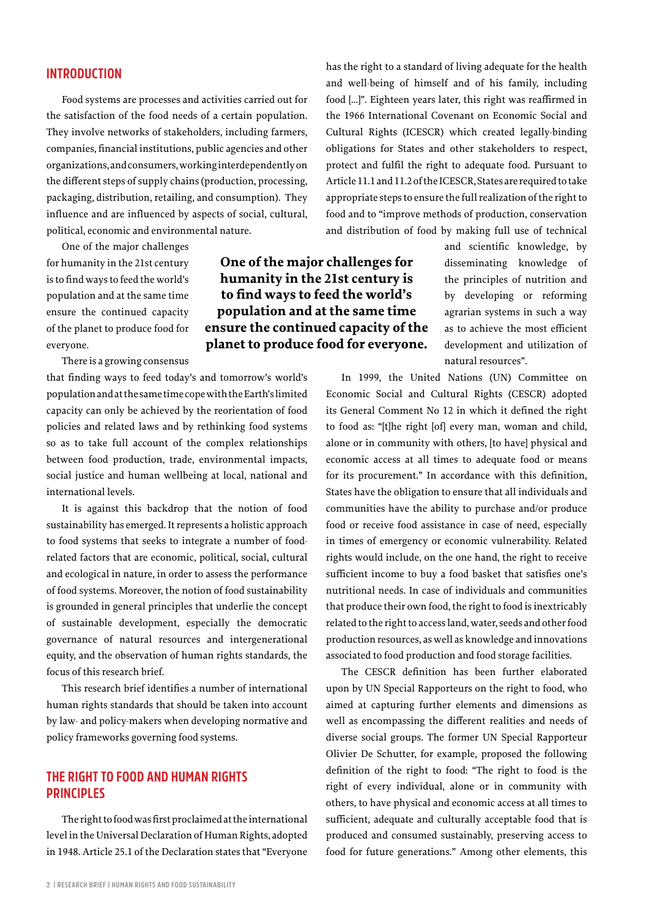## INTRODUCTION

Food systems are processes and activities carried out for the satisfaction of the food needs of a certain population. They involve networks of stakeholders, including farmers, companies, financial institutions, public agencies and other organizations, and consumers, working interdependently on the different steps of supply chains (production, processing, packaging, distribution, retailing, and consumption). They influence and are influenced by aspects of social, cultural, political, economic and environmental nature.

One of the major challenges for humanity in the 21st century is to find ways to feed the world's population and at the same time ensure the continued capacity of the planet to produce food for everyone.

**One of the major challenges for humanity in the 21st century is to find ways to feed the world's population and at the same time ensure the continued capacity of the planet to produce food for everyone.**

There is a growing consensus that finding ways to feed today's and tomorrow's world's population and at the same time cope with the Earth's limited capacity can only be achieved by the reorientation of food policies and related laws and by rethinking food systems so as to take full account of the complex relationships between food production, trade, environmental impacts, social justice and human wellbeing at local, national and international levels.

It is against this backdrop that the notion of food sustainability has emerged. It represents a holistic approach to food systems that seeks to integrate a number of food-related factors that are economic, political, social, cultural and ecological in nature, in order to assess the performance of food systems. Moreover, the notion of food sustainability is grounded in general principles that underlie the concept of sustainable development, especially the democratic governance of natural resources and intergenerational equity, and the observation of human rights standards, the focus of this research brief.

This research brief identifies a number of international human rights standards that should be taken into account by law- and policy-makers when developing normative and policy frameworks governing food systems.

## THE RIGHT TO FOOD AND HUMAN RIGHTS PRINCIPLES

The right to food was first proclaimed at the international level in the Universal Declaration of Human Rights, adopted in 1948. Article 25.1 of the Declaration states that "Everyone has the right to a standard of living adequate for the health and well-being of himself and of his family, including food [...]". Eighteen years later, this right was reaffirmed in the 1966 International Covenant on Economic Social and Cultural Rights (ICESCR) which created legally-binding obligations for States and other stakeholders to respect, protect and fulfil the right to adequate food. Pursuant to Article 11.1 and 11.2 of the ICESCR, States are required to take appropriate steps to ensure the full realization of the right to food and to "improve methods of production, conservation and distribution of food by making full use of technical and scientific knowledge, by disseminating knowledge of the principles of nutrition and by developing or reforming agrarian systems in such a way as to achieve the most efficient development and utilization of natural resources".

In 1999, the United Nations (UN) Committee on Economic Social and Cultural Rights (CESCR) adopted its General Comment No 12 in which it defined the right to food as: "[t]he right [of] every man, woman and child, alone or in community with others, [to have] physical and economic access at all times to adequate food or means for its procurement." In accordance with this definition, States have the obligation to ensure that all individuals and communities have the ability to purchase and/or produce food or receive food assistance in case of need, especially in times of emergency or economic vulnerability. Related rights would include, on the one hand, the right to receive sufficient income to buy a food basket that satisfies one's nutritional needs. In case of individuals and communities that produce their own food, the right to food is inextricably related to the right to access land, water, seeds and other food production resources, as well as knowledge and innovations associated to food production and food storage facilities.

The CESCR definition has been further elaborated upon by UN Special Rapporteurs on the right to food, who aimed at capturing further elements and dimensions as well as encompassing the different realities and needs of diverse social groups. The former UN Special Rapporteur Olivier De Schutter, for example, proposed the following definition of the right to food: "The right to food is the right of every individual, alone or in community with others, to have physical and economic access at all times to sufficient, adequate and culturally acceptable food that is produced and consumed sustainably, preserving access to food for future generations." Among other elements, this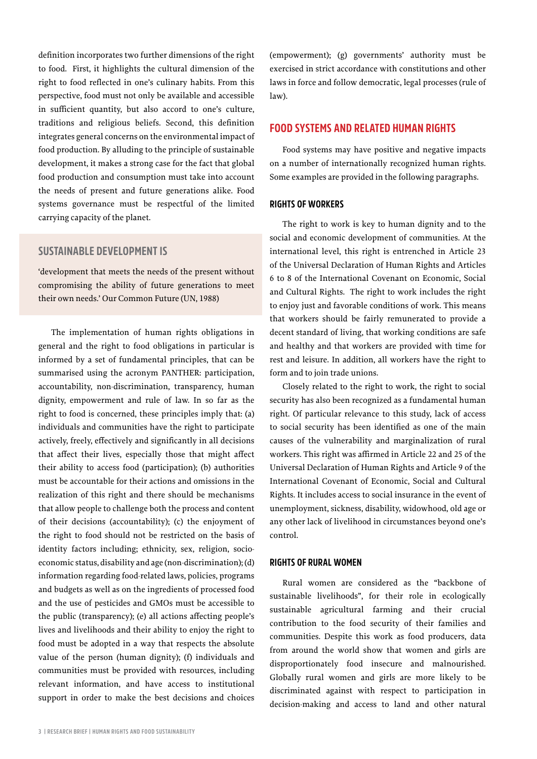definition incorporates two further dimensions of the right to food. First, it highlights the cultural dimension of the right to food reflected in one's culinary habits. From this perspective, food must not only be available and accessible in sufficient quantity, but also accord to one's culture, traditions and religious beliefs. Second, this definition integrates general concerns on the environmental impact of food production. By alluding to the principle of sustainable development, it makes a strong case for the fact that global food production and consumption must take into account the needs of present and future generations alike. Food systems governance must be respectful of the limited carrying capacity of the planet.

### SUSTAINABLE DEVELOPMENT IS

'development that meets the needs of the present without compromising the ability of future generations to meet their own needs.' Our Common Future (UN, 1988)

The implementation of human rights obligations in general and the right to food obligations in particular is informed by a set of fundamental principles, that can be summarised using the acronym PANTHER: participation, accountability, non-discrimination, transparency, human dignity, empowerment and rule of law. In so far as the right to food is concerned, these principles imply that: (a) individuals and communities have the right to participate actively, freely, effectively and significantly in all decisions that affect their lives, especially those that might affect their ability to access food (participation); (b) authorities must be accountable for their actions and omissions in the realization of this right and there should be mechanisms that allow people to challenge both the process and content of their decisions (accountability); (c) the enjoyment of the right to food should not be restricted on the basis of identity factors including; ethnicity, sex, religion, socio-economic status, disability and age (non-discrimination); (d) information regarding food-related laws, policies, programs and budgets as well as on the ingredients of processed food and the use of pesticides and GMOs must be accessible to the public (transparency); (e) all actions affecting people's lives and livelihoods and their ability to enjoy the right to food must be adopted in a way that respects the absolute value of the person (human dignity); (f) individuals and communities must be provided with resources, including relevant information, and have access to institutional support in order to make the best decisions and choices (empowerment); (g) governments' authority must be exercised in strict accordance with constitutions and other laws in force and follow democratic, legal processes (rule of law).

## FOOD SYSTEMS AND RELATED HUMAN RIGHTS

Food systems may have positive and negative impacts on a number of internationally recognized human rights. Some examples are provided in the following paragraphs.

### RIGHTS OF WORKERS

The right to work is key to human dignity and to the social and economic development of communities. At the international level, this right is entrenched in Article 23 of the Universal Declaration of Human Rights and Articles 6 to 8 of the International Covenant on Economic, Social and Cultural Rights. The right to work includes the right to enjoy just and favorable conditions of work. This means that workers should be fairly remunerated to provide a decent standard of living, that working conditions are safe and healthy and that workers are provided with time for rest and leisure. In addition, all workers have the right to form and to join trade unions.

Closely related to the right to work, the right to social security has also been recognized as a fundamental human right. Of particular relevance to this study, lack of access to social security has been identified as one of the main causes of the vulnerability and marginalization of rural workers. This right was affirmed in Article 22 and 25 of the Universal Declaration of Human Rights and Article 9 of the International Covenant of Economic, Social and Cultural Rights. It includes access to social insurance in the event of unemployment, sickness, disability, widowhood, old age or any other lack of livelihood in circumstances beyond one's control.

### RIGHTS OF RURAL WOMEN

Rural women are considered as the "backbone of sustainable livelihoods", for their role in ecologically sustainable agricultural farming and their crucial contribution to the food security of their families and communities. Despite this work as food producers, data from around the world show that women and girls are disproportionately food insecure and malnourished. Globally rural women and girls are more likely to be discriminated against with respect to participation in decision-making and access to land and other natural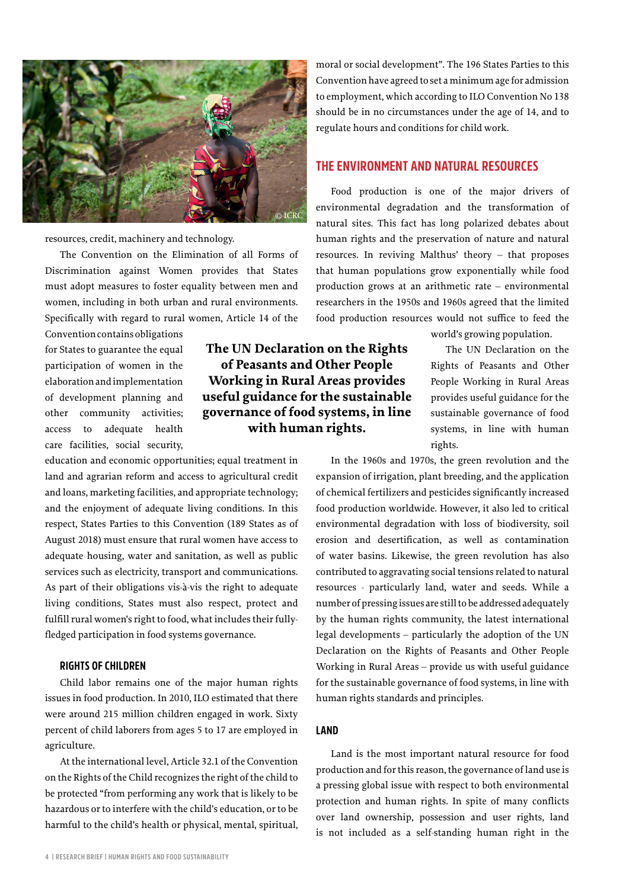resources, credit, machinery and technology.

The Convention on the Elimination of all Forms of Discrimination against Women provides that States must adopt measures to foster equality between men and women, including in both urban and rural environments. Specifically with regard to rural women, Article 14 of the Convention contains obligations for States to guarantee the equal participation of women in the elaboration and implementation of development planning and other community activities; access to adequate health care facilities, social security, education and economic opportunities; equal treatment in land and agrarian reform and access to agricultural credit and loans, marketing facilities, and appropriate technology; and the enjoyment of adequate living conditions. In this respect, States Parties to this Convention (189 States as of August 2018) must ensure that rural women have access to adequate housing, water and sanitation, as well as public services such as electricity, transport and communications. As part of their obligations vis-à-vis the right to adequate living conditions, States must also respect, protect and fulfill rural women's right to food, what includes their fully-fledged participation in food systems governance.

**The UN Declaration on the Rights of Peasants and Other People Working in Rural Areas provides useful guidance for the sustainable governance of food systems, in line with human rights.**

### RIGHTS OF CHILDREN

Child labor remains one of the major human rights issues in food production. In 2010, ILO estimated that there were around 215 million children engaged in work. Sixty percent of child laborers from ages 5 to 17 are employed in agriculture.

At the international level, Article 32.1 of the Convention on the Rights of the Child recognizes the right of the child to be protected "from performing any work that is likely to be hazardous or to interfere with the child's education, or to be harmful to the child's health or physical, mental, spiritual, moral or social development". The 196 States Parties to this Convention have agreed to set a minimum age for admission to employment, which according to ILO Convention No 138 should be in no circumstances under the age of 14, and to regulate hours and conditions for child work.

## THE ENVIRONMENT AND NATURAL RESOURCES

Food production is one of the major drivers of environmental degradation and the transformation of natural sites. This fact has long polarized debates about human rights and the preservation of nature and natural resources. In reviving Malthus' theory – that proposes that human populations grow exponentially while food production grows at an arithmetic rate – environmental researchers in the 1950s and 1960s agreed that the limited food production resources would not suffice to feed the world's growing population.

The UN Declaration on the Rights of Peasants and Other People Working in Rural Areas provides useful guidance for the sustainable governance of food systems, in line with human rights.

In the 1960s and 1970s, the green revolution and the expansion of irrigation, plant breeding, and the application of chemical fertilizers and pesticides significantly increased food production worldwide. However, it also led to critical environmental degradation with loss of biodiversity, soil erosion and desertification, as well as contamination of water basins. Likewise, the green revolution has also contributed to aggravating social tensions related to natural resources - particularly land, water and seeds. While a number of pressing issues are still to be addressed adequately by the human rights community, the latest international legal developments – particularly the adoption of the UN Declaration on the Rights of Peasants and Other People Working in Rural Areas – provide us with useful guidance for the sustainable governance of food systems, in line with human rights standards and principles.

### LAND

Land is the most important natural resource for food production and for this reason, the governance of land use is a pressing global issue with respect to both environmental protection and human rights. In spite of many conflicts over land ownership, possession and user rights, land is not included as a self-standing human right in the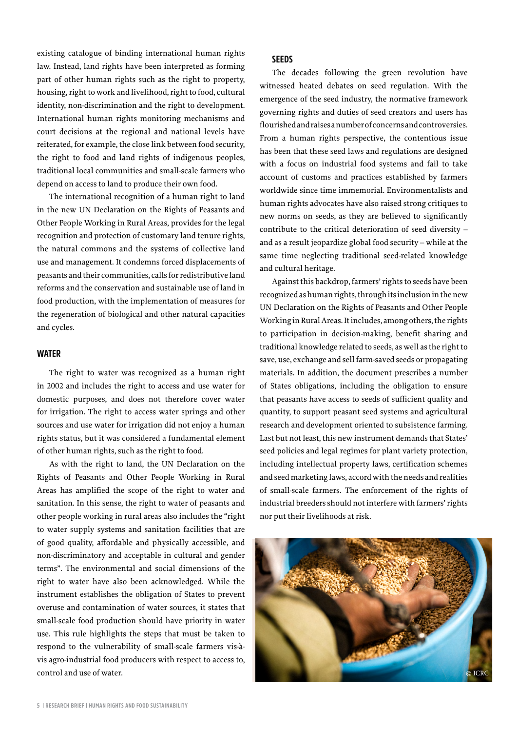existing catalogue of binding international human rights law. Instead, land rights have been interpreted as forming part of other human rights such as the right to property, housing, right to work and livelihood, right to food, cultural identity, non-discrimination and the right to development. International human rights monitoring mechanisms and court decisions at the regional and national levels have reiterated, for example, the close link between food security, the right to food and land rights of indigenous peoples, traditional local communities and small-scale farmers who depend on access to land to produce their own food.

The international recognition of a human right to land in the new UN Declaration on the Rights of Peasants and Other People Working in Rural Areas, provides for the legal recognition and protection of customary land tenure rights, the natural commons and the systems of collective land use and management. It condemns forced displacements of peasants and their communities, calls for redistributive land reforms and the conservation and sustainable use of land in food production, with the implementation of measures for the regeneration of biological and other natural capacities and cycles.

## WATER

The right to water was recognized as a human right in 2002 and includes the right to access and use water for domestic purposes, and does not therefore cover water for irrigation. The right to access water springs and other sources and use water for irrigation did not enjoy a human rights status, but it was considered a fundamental element of other human rights, such as the right to food.

As with the right to land, the UN Declaration on the Rights of Peasants and Other People Working in Rural Areas has amplified the scope of the right to water and sanitation. In this sense, the right to water of peasants and other people working in rural areas also includes the "right to water supply systems and sanitation facilities that are of good quality, affordable and physically accessible, and non-discriminatory and acceptable in cultural and gender terms". The environmental and social dimensions of the right to water have also been acknowledged. While the instrument establishes the obligation of States to prevent overuse and contamination of water sources, it states that small-scale food production should have priority in water use. This rule highlights the steps that must be taken to respond to the vulnerability of small-scale farmers vis-à-vis agro-industrial food producers with respect to access to, control and use of water.

## SEEDS

The decades following the green revolution have witnessed heated debates on seed regulation. With the emergence of the seed industry, the normative framework governing rights and duties of seed creators and users has flourished and raises a number of concerns and controversies. From a human rights perspective, the contentious issue has been that these seed laws and regulations are designed with a focus on industrial food systems and fail to take account of customs and practices established by farmers worldwide since time immemorial. Environmentalists and human rights advocates have also raised strong critiques to new norms on seeds, as they are believed to significantly contribute to the critical deterioration of seed diversity – and as a result jeopardize global food security – while at the same time neglecting traditional seed-related knowledge and cultural heritage.

Against this backdrop, farmers' rights to seeds have been recognized as human rights, through its inclusion in the new UN Declaration on the Rights of Peasants and Other People Working in Rural Areas. It includes, among others, the rights to participation in decision-making, benefit sharing and traditional knowledge related to seeds, as well as the right to save, use, exchange and sell farm-saved seeds or propagating materials. In addition, the document prescribes a number of States obligations, including the obligation to ensure that peasants have access to seeds of sufficient quality and quantity, to support peasant seed systems and agricultural research and development oriented to subsistence farming. Last but not least, this new instrument demands that States' seed policies and legal regimes for plant variety protection, including intellectual property laws, certification schemes and seed marketing laws, accord with the needs and realities of small-scale farmers. The enforcement of the rights of industrial breeders should not interfere with farmers' rights nor put their livelihoods at risk.

© ICRC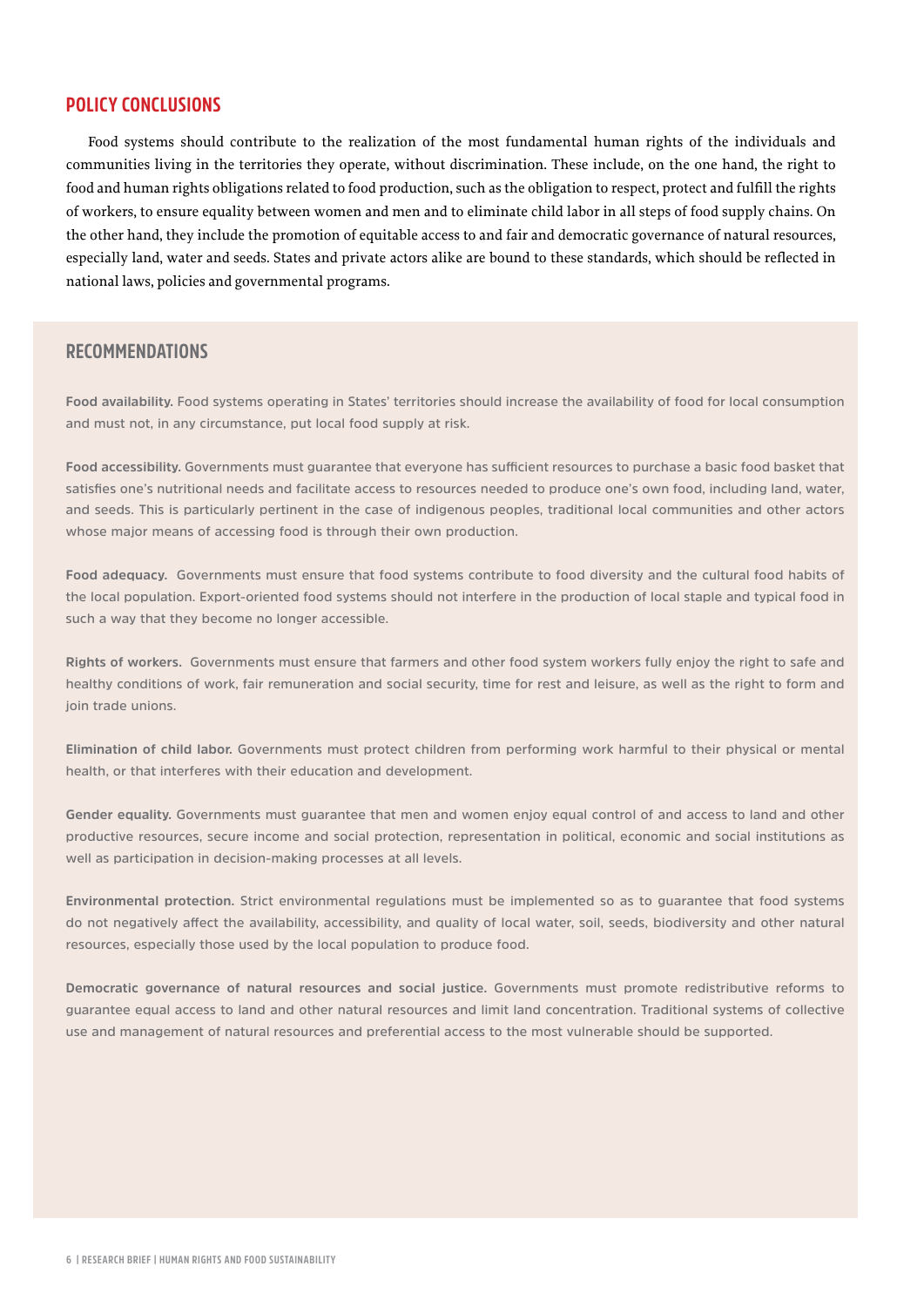## POLICY CONCLUSIONS

Food systems should contribute to the realization of the most fundamental human rights of the individuals and communities living in the territories they operate, without discrimination. These include, on the one hand, the right to food and human rights obligations related to food production, such as the obligation to respect, protect and fulfill the rights of workers, to ensure equality between women and men and to eliminate child labor in all steps of food supply chains. On the other hand, they include the promotion of equitable access to and fair and democratic governance of natural resources, especially land, water and seeds. States and private actors alike are bound to these standards, which should be reflected in national laws, policies and governmental programs.

## RECOMMENDATIONS

**Food availability.** Food systems operating in States' territories should increase the availability of food for local consumption and must not, in any circumstance, put local food supply at risk.

**Food accessibility.** Governments must guarantee that everyone has sufficient resources to purchase a basic food basket that satisfies one's nutritional needs and facilitate access to resources needed to produce one's own food, including land, water, and seeds. This is particularly pertinent in the case of indigenous peoples, traditional local communities and other actors whose major means of accessing food is through their own production.

**Food adequacy.** Governments must ensure that food systems contribute to food diversity and the cultural food habits of the local population. Export-oriented food systems should not interfere in the production of local staple and typical food in such a way that they become no longer accessible.

**Rights of workers.** Governments must ensure that farmers and other food system workers fully enjoy the right to safe and healthy conditions of work, fair remuneration and social security, time for rest and leisure, as well as the right to form and join trade unions.

**Elimination of child labor.** Governments must protect children from performing work harmful to their physical or mental health, or that interferes with their education and development.

**Gender equality.** Governments must guarantee that men and women enjoy equal control of and access to land and other productive resources, secure income and social protection, representation in political, economic and social institutions as well as participation in decision-making processes at all levels.

**Environmental protection.** Strict environmental regulations must be implemented so as to guarantee that food systems do not negatively affect the availability, accessibility, and quality of local water, soil, seeds, biodiversity and other natural resources, especially those used by the local population to produce food.

**Democratic governance of natural resources and social justice.** Governments must promote redistributive reforms to guarantee equal access to land and other natural resources and limit land concentration. Traditional systems of collective use and management of natural resources and preferential access to the most vulnerable should be supported.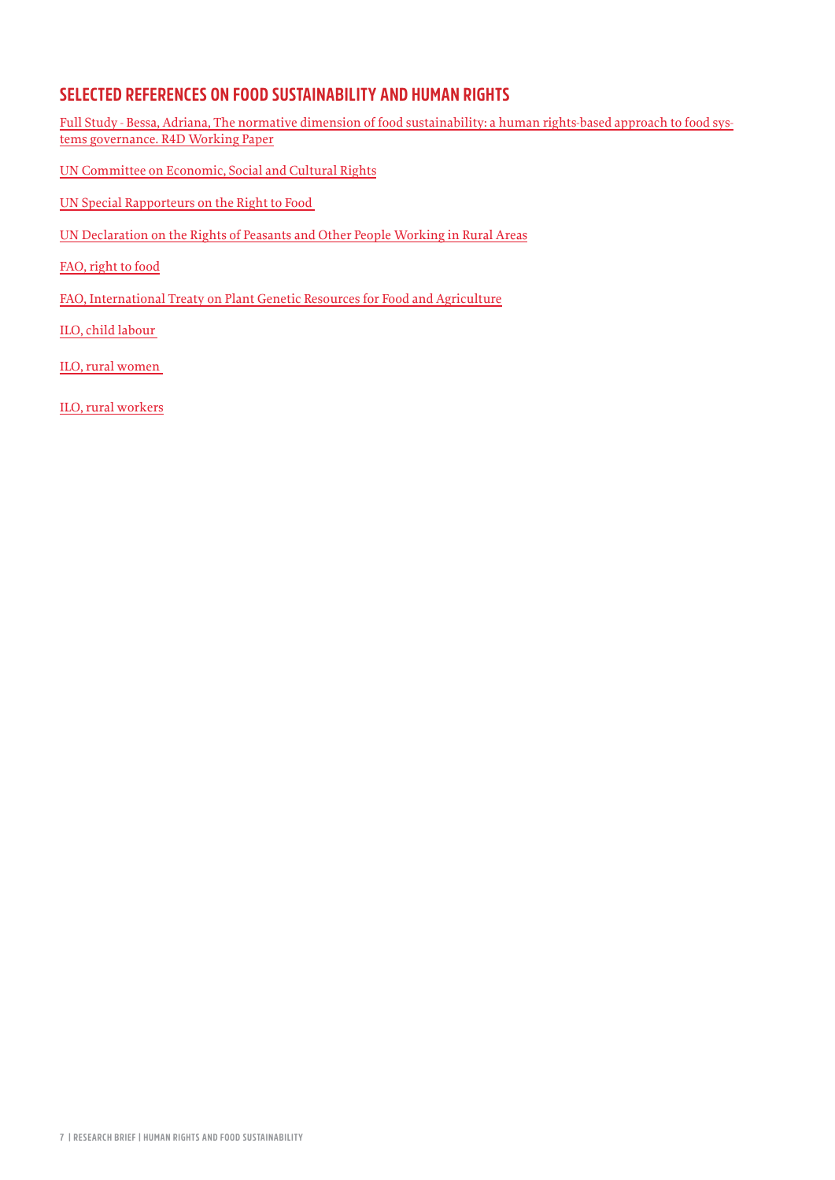## SELECTED REFERENCES ON FOOD SUSTAINABILITY AND HUMAN RIGHTS

Full Study - Bessa, Adriana, The normative dimension of food sustainability: a human rights-based approach to food systems governance. R4D Working Paper

UN Committee on Economic, Social and Cultural Rights

UN Special Rapporteurs on the Right to Food

UN Declaration on the Rights of Peasants and Other People Working in Rural Areas

FAO, right to food

FAO, International Treaty on Plant Genetic Resources for Food and Agriculture

ILO, child labour

ILO, rural women

ILO, rural workers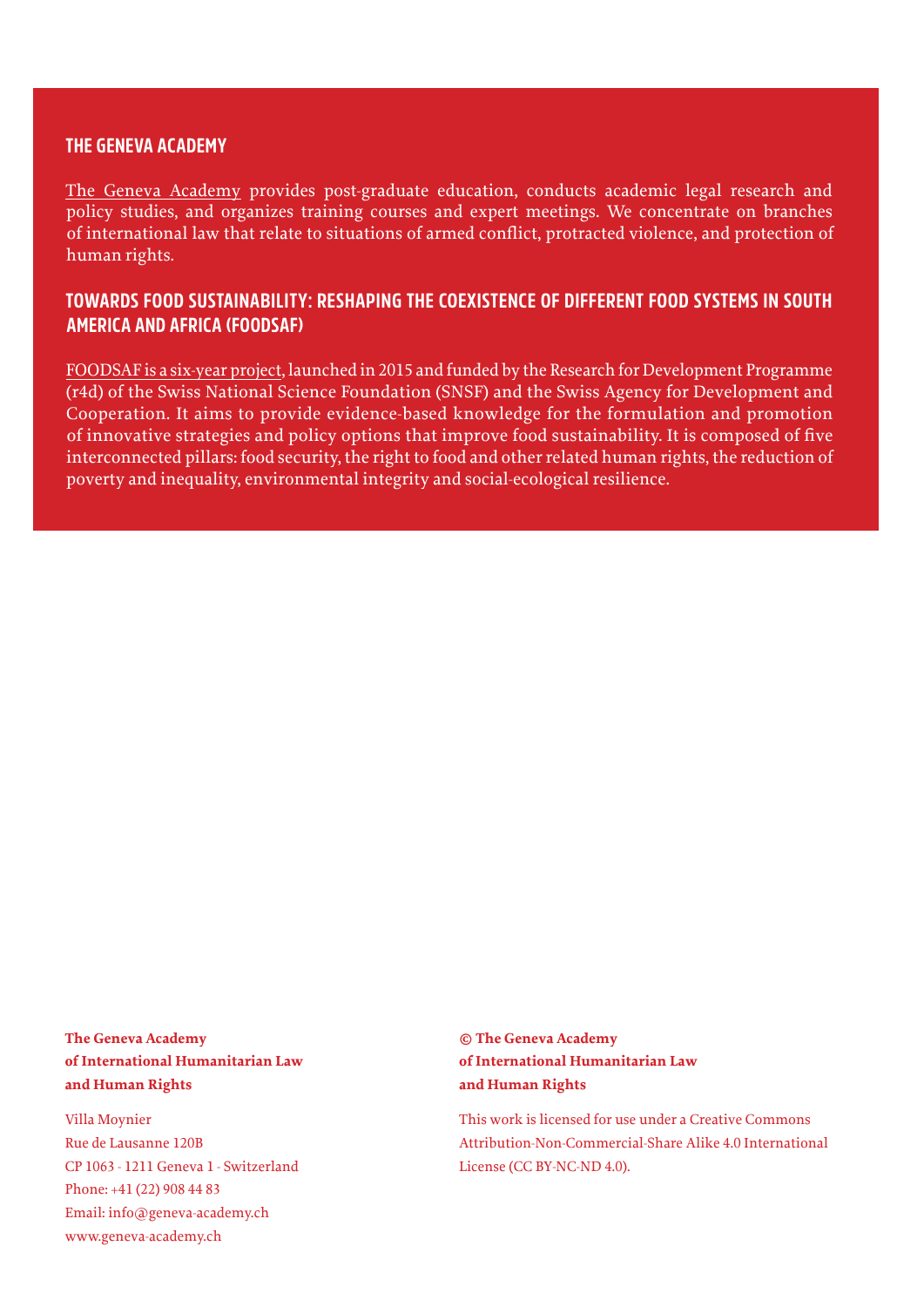## THE GENEVA ACADEMY

The Geneva Academy provides post-graduate education, conducts academic legal research and policy studies, and organizes training courses and expert meetings. We concentrate on branches of international law that relate to situations of armed conflict, protracted violence, and protection of human rights.

## TOWARDS FOOD SUSTAINABILITY: RESHAPING THE COEXISTENCE OF DIFFERENT FOOD SYSTEMS IN SOUTH AMERICA AND AFRICA (FOODSAF)

FOODSAF is a six-year project, launched in 2015 and funded by the Research for Development Programme (r4d) of the Swiss National Science Foundation (SNSF) and the Swiss Agency for Development and Cooperation. It aims to provide evidence-based knowledge for the formulation and promotion of innovative strategies and policy options that improve food sustainability. It is composed of five interconnected pillars: food security, the right to food and other related human rights, the reduction of poverty and inequality, environmental integrity and social-ecological resilience.

**The Geneva Academy of International Humanitarian Law and Human Rights**

Villa Moynier
Rue de Lausanne 120B
CP 1063 - 1211 Geneva 1 - Switzerland
Phone: +41 (22) 908 44 83
Email: info@geneva-academy.ch
www.geneva-academy.ch

**© The Geneva Academy of International Humanitarian Law and Human Rights**

This work is licensed for use under a Creative Commons Attribution-Non-Commercial-Share Alike 4.0 International License (CC BY-NC-ND 4.0).